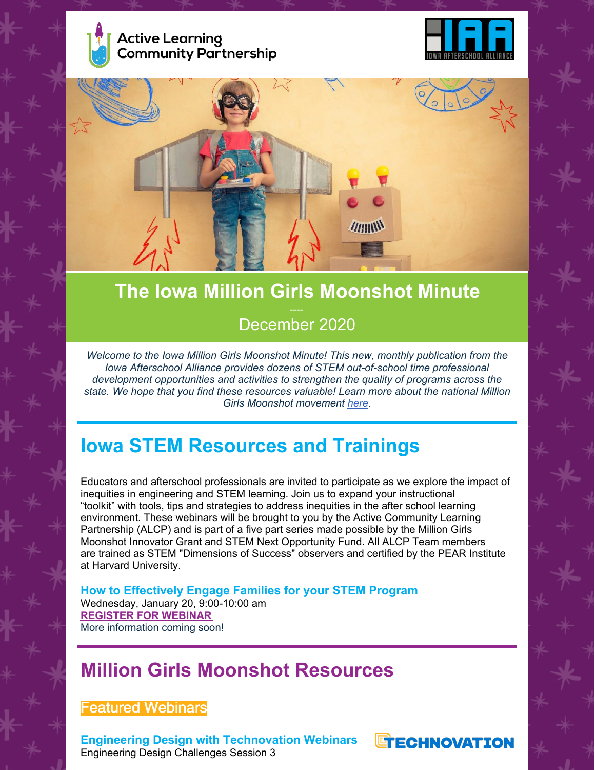Active Learning Community Partnership

IOWA AFTERSCHOOL ALLIANCE

# The Iowa Million Girls Moonshot Minute

----

December 2020

*Welcome to the Iowa Million Girls Moonshot Minute! This new, monthly publication from the Iowa Afterschool Alliance provides dozens of STEM out-of-school time professional development opportunities and activities to strengthen the quality of programs across the state. We hope that you find these resources valuable! Learn more about the national Million Girls Moonshot movement here.*

## Iowa STEM Resources and Trainings

Educators and afterschool professionals are invited to participate as we explore the impact of inequities in engineering and STEM learning. Join us to expand your instructional "toolkit" with tools, tips and strategies to address inequities in the after school learning environment. These webinars will be brought to you by the Active Community Learning Partnership (ALCP) and is part of a five part series made possible by the Million Girls Moonshot Innovator Grant and STEM Next Opportunity Fund. All ALCP Team members are trained as STEM "Dimensions of Success" observers and certified by the PEAR Institute at Harvard University.

### How to Effectively Engage Families for your STEM Program

Wednesday, January 20, 9:00-10:00 am

**REGISTER FOR WEBINAR**

More information coming soon!

## Million Girls Moonshot Resources

### Featured Webinars

**Engineering Design with Technovation Webinars**

Engineering Design Challenges Session 3

TECHNOVATION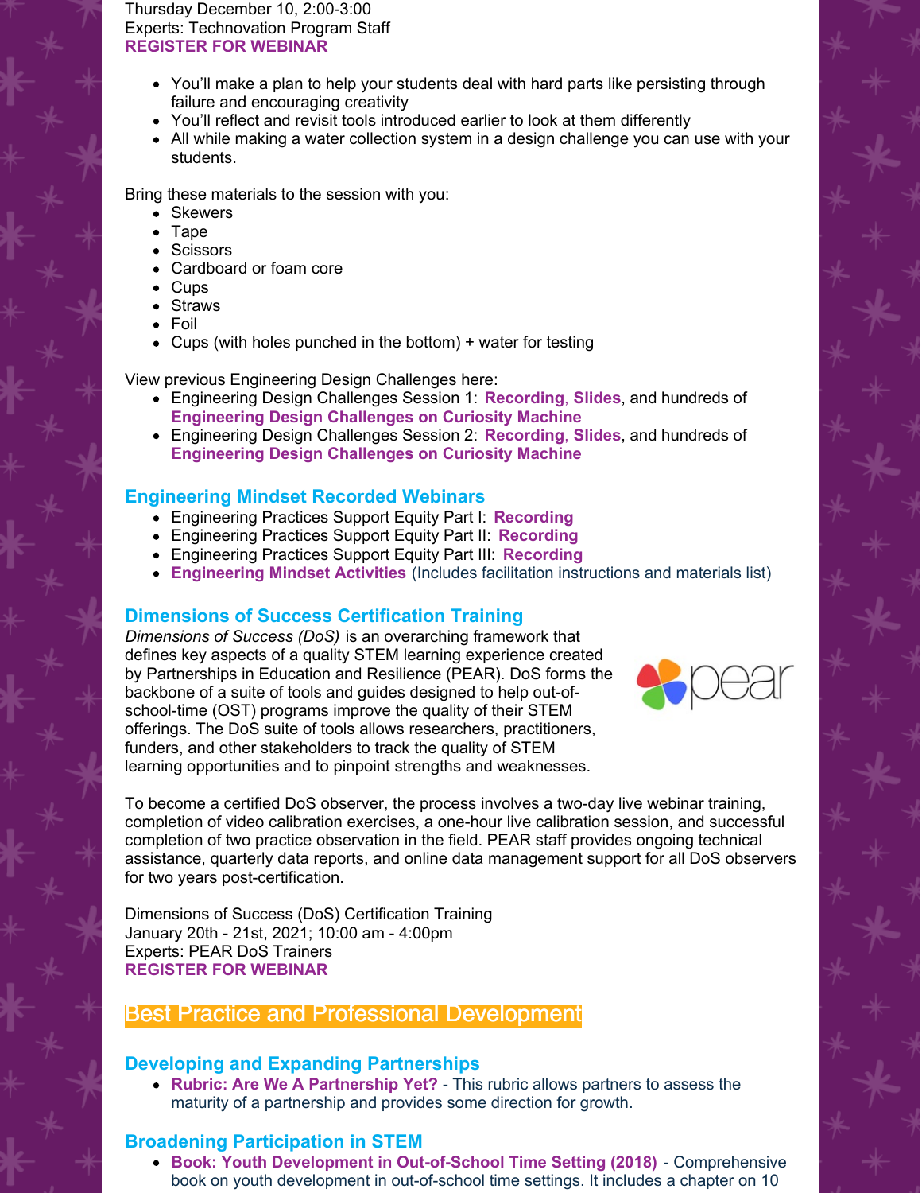Thursday December 10, 2:00-3:00
Experts: Technovation Program Staff
**REGISTER FOR WEBINAR**

- You'll make a plan to help your students deal with hard parts like persisting through failure and encouraging creativity
- You'll reflect and revisit tools introduced earlier to look at them differently
- All while making a water collection system in a design challenge you can use with your students.

Bring these materials to the session with you:

- Skewers
- Tape
- Scissors
- Cardboard or foam core
- Cups
- Straws
- Foil
- Cups (with holes punched in the bottom) + water for testing

View previous Engineering Design Challenges here:

- Engineering Design Challenges Session 1: **Recording**, **Slides**, and hundreds of **Engineering Design Challenges on Curiosity Machine**
- Engineering Design Challenges Session 2: **Recording**, **Slides**, and hundreds of **Engineering Design Challenges on Curiosity Machine**

### Engineering Mindset Recorded Webinars

- Engineering Practices Support Equity Part I: **Recording**
- Engineering Practices Support Equity Part II: **Recording**
- Engineering Practices Support Equity Part III: **Recording**
- **Engineering Mindset Activities** (Includes facilitation instructions and materials list)

### Dimensions of Success Certification Training

*Dimensions of Success (DoS)* is an overarching framework that defines key aspects of a quality STEM learning experience created by Partnerships in Education and Resilience (PEAR). DoS forms the backbone of a suite of tools and guides designed to help out-of-school-time (OST) programs improve the quality of their STEM offerings. The DoS suite of tools allows researchers, practitioners, funders, and other stakeholders to track the quality of STEM learning opportunities and to pinpoint strengths and weaknesses.

To become a certified DoS observer, the process involves a two-day live webinar training, completion of video calibration exercises, a one-hour live calibration session, and successful completion of two practice observation in the field. PEAR staff provides ongoing technical assistance, quarterly data reports, and online data management support for all DoS observers for two years post-certification.

Dimensions of Success (DoS) Certification Training
January 20th - 21st, 2021; 10:00 am - 4:00pm
Experts: PEAR DoS Trainers
**REGISTER FOR WEBINAR**

## Best Practice and Professional Development

### Developing and Expanding Partnerships

- **Rubric: Are We A Partnership Yet?** - This rubric allows partners to assess the maturity of a partnership and provides some direction for growth.

### Broadening Participation in STEM

- **Book: Youth Development in Out-of-School Time Setting (2018)** - Comprehensive book on youth development in out-of-school time settings. It includes a chapter on 10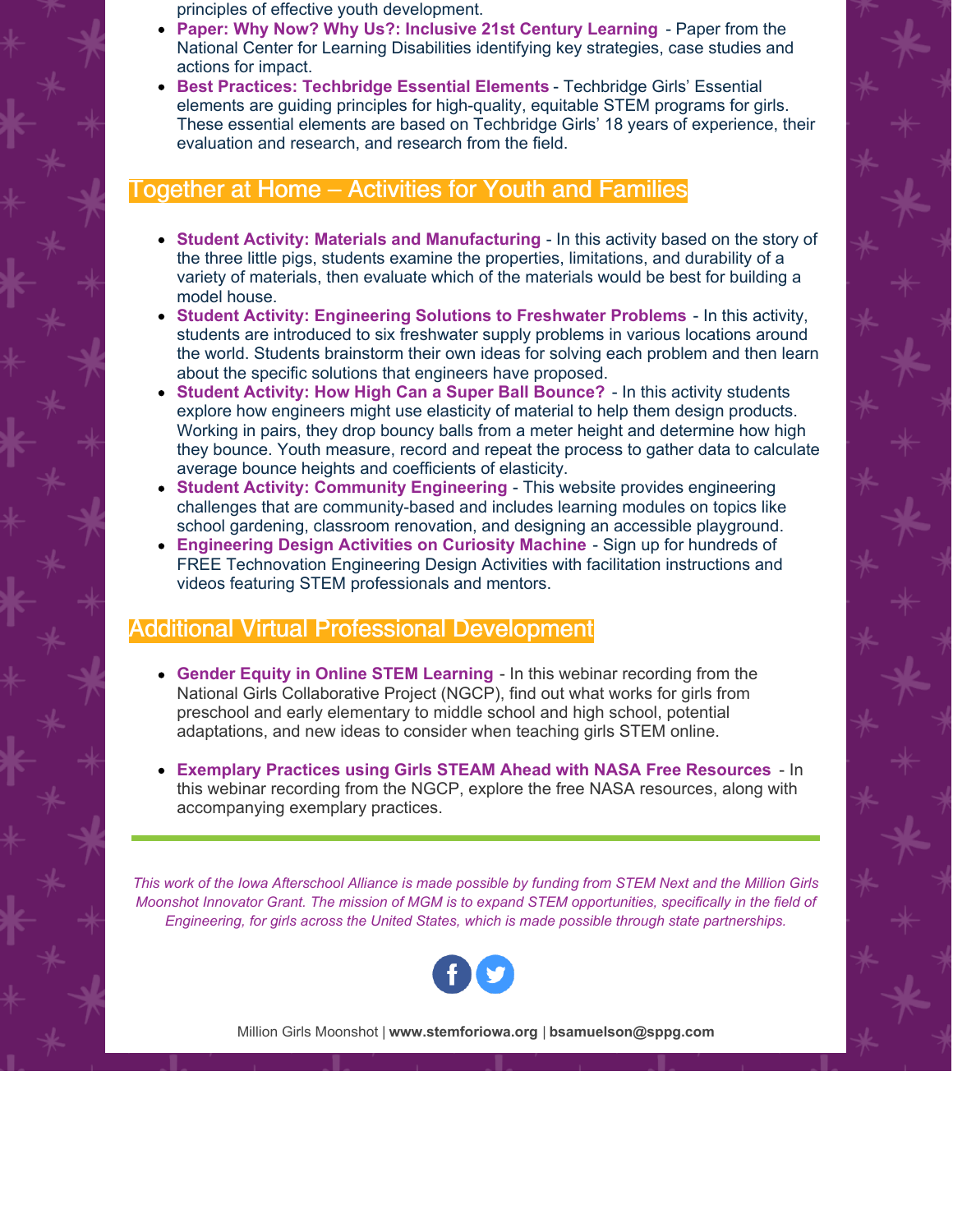principles of effective youth development.

- **Paper: Why Now? Why Us?: Inclusive 21st Century Learning** - Paper from the National Center for Learning Disabilities identifying key strategies, case studies and actions for impact.
- **Best Practices: Techbridge Essential Elements** - Techbridge Girls' Essential elements are guiding principles for high-quality, equitable STEM programs for girls. These essential elements are based on Techbridge Girls' 18 years of experience, their evaluation and research, and research from the field.

## Together at Home – Activities for Youth and Families

- **Student Activity: Materials and Manufacturing** - In this activity based on the story of the three little pigs, students examine the properties, limitations, and durability of a variety of materials, then evaluate which of the materials would be best for building a model house.
- **Student Activity: Engineering Solutions to Freshwater Problems** - In this activity, students are introduced to six freshwater supply problems in various locations around the world. Students brainstorm their own ideas for solving each problem and then learn about the specific solutions that engineers have proposed.
- **Student Activity: How High Can a Super Ball Bounce?** - In this activity students explore how engineers might use elasticity of material to help them design products. Working in pairs, they drop bouncy balls from a meter height and determine how high they bounce. Youth measure, record and repeat the process to gather data to calculate average bounce heights and coefficients of elasticity.
- **Student Activity: Community Engineering** - This website provides engineering challenges that are community-based and includes learning modules on topics like school gardening, classroom renovation, and designing an accessible playground.
- **Engineering Design Activities on Curiosity Machine** - Sign up for hundreds of FREE Technovation Engineering Design Activities with facilitation instructions and videos featuring STEM professionals and mentors.

## Additional Virtual Professional Development

- **Gender Equity in Online STEM Learning** - In this webinar recording from the National Girls Collaborative Project (NGCP), find out what works for girls from preschool and early elementary to middle school and high school, potential adaptations, and new ideas to consider when teaching girls STEM online.

- **Exemplary Practices using Girls STEAM Ahead with NASA Free Resources** - In this webinar recording from the NGCP, explore the free NASA resources, along with accompanying exemplary practices.

---

*This work of the Iowa Afterschool Alliance is made possible by funding from STEM Next and the Million Girls Moonshot Innovator Grant. The mission of MGM is to expand STEM opportunities, specifically in the field of Engineering, for girls across the United States, which is made possible through state partnerships.*

Million Girls Moonshot | **www.stemforiowa.org** | **bsamuelson@sppg.com**